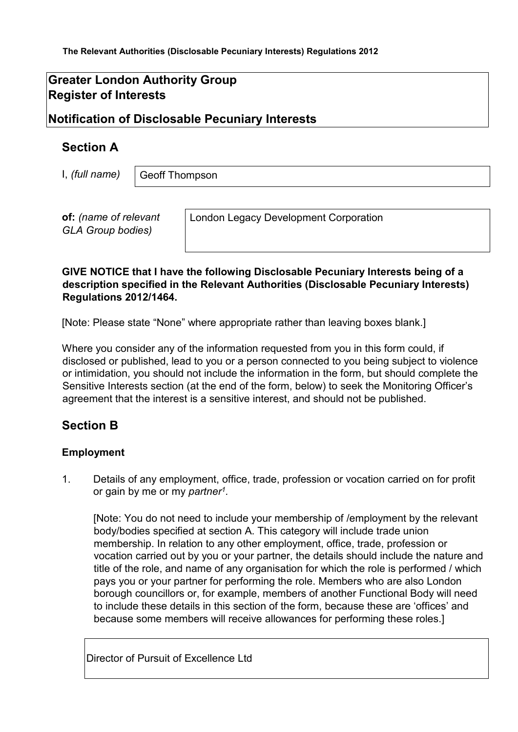**The Relevant Authorities (Disclosable Pecuniary Interests) Regulations 2012**

# Greater London Authority Group Register of Interests

## Notification of Disclosable Pecuniary Interests

## Section A

I, *(full name)* Geoff Thompson

**of:** *(name of relevant GLA Group bodies)* London Legacy Development Corporation

**GIVE NOTICE that I have the following Disclosable Pecuniary Interests being of a description specified in the Relevant Authorities (Disclosable Pecuniary Interests) Regulations 2012/1464.**

[Note: Please state "None" where appropriate rather than leaving boxes blank.]

Where you consider any of the information requested from you in this form could, if disclosed or published, lead to you or a person connected to you being subject to violence or intimidation, you should not include the information in the form, but should complete the Sensitive Interests section (at the end of the form, below) to seek the Monitoring Officer's agreement that the interest is a sensitive interest, and should not be published.

## Section B

### Employment

1. Details of any employment, office, trade, profession or vocation carried on for profit or gain by me or my *partner*[1].

   [Note: You do not need to include your membership of /employment by the relevant body/bodies specified at section A. This category will include trade union membership. In relation to any other employment, office, trade, profession or vocation carried out by you or your partner, the details should include the nature and title of the role, and name of any organisation for which the role is performed / which pays you or your partner for performing the role. Members who are also London borough councillors or, for example, members of another Functional Body will need to include these details in this section of the form, because these are 'offices' and because some members will receive allowances for performing these roles.]

   Director of Pursuit of Excellence Ltd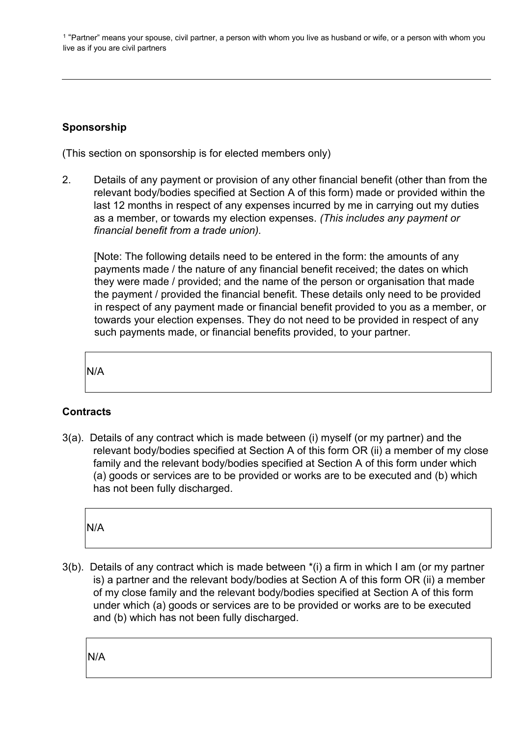[1] "Partner" means your spouse, civil partner, a person with whom you live as husband or wife, or a person with whom you live as if you are civil partners

---

**Sponsorship**

(This section on sponsorship is for elected members only)

2. Details of any payment or provision of any other financial benefit (other than from the relevant body/bodies specified at Section A of this form) made or provided within the last 12 months in respect of any expenses incurred by me in carrying out my duties as a member, or towards my election expenses. *(This includes any payment or financial benefit from a trade union).*

   [Note: The following details need to be entered in the form: the amounts of any payments made / the nature of any financial benefit received; the dates on which they were made / provided; and the name of the person or organisation that made the payment / provided the financial benefit. These details only need to be provided in respect of any payment made or financial benefit provided to you as a member, or towards your election expenses. They do not need to be provided in respect of any such payments made, or financial benefits provided, to your partner.

| N/A |
|---|

**Contracts**

3(a). Details of any contract which is made between (i) myself (or my partner) and the relevant body/bodies specified at Section A of this form OR (ii) a member of my close family and the relevant body/bodies specified at Section A of this form under which (a) goods or services are to be provided or works are to be executed and (b) which has not been fully discharged.

| N/A |
|---|

3(b). Details of any contract which is made between *(i) a firm in which I am (or my partner is) a partner and the relevant body/bodies at Section A of this form OR (ii) a member of my close family and the relevant body/bodies specified at Section A of this form under which (a) goods or services are to be provided or works are to be executed and (b) which has not been fully discharged.

| N/A |
|---|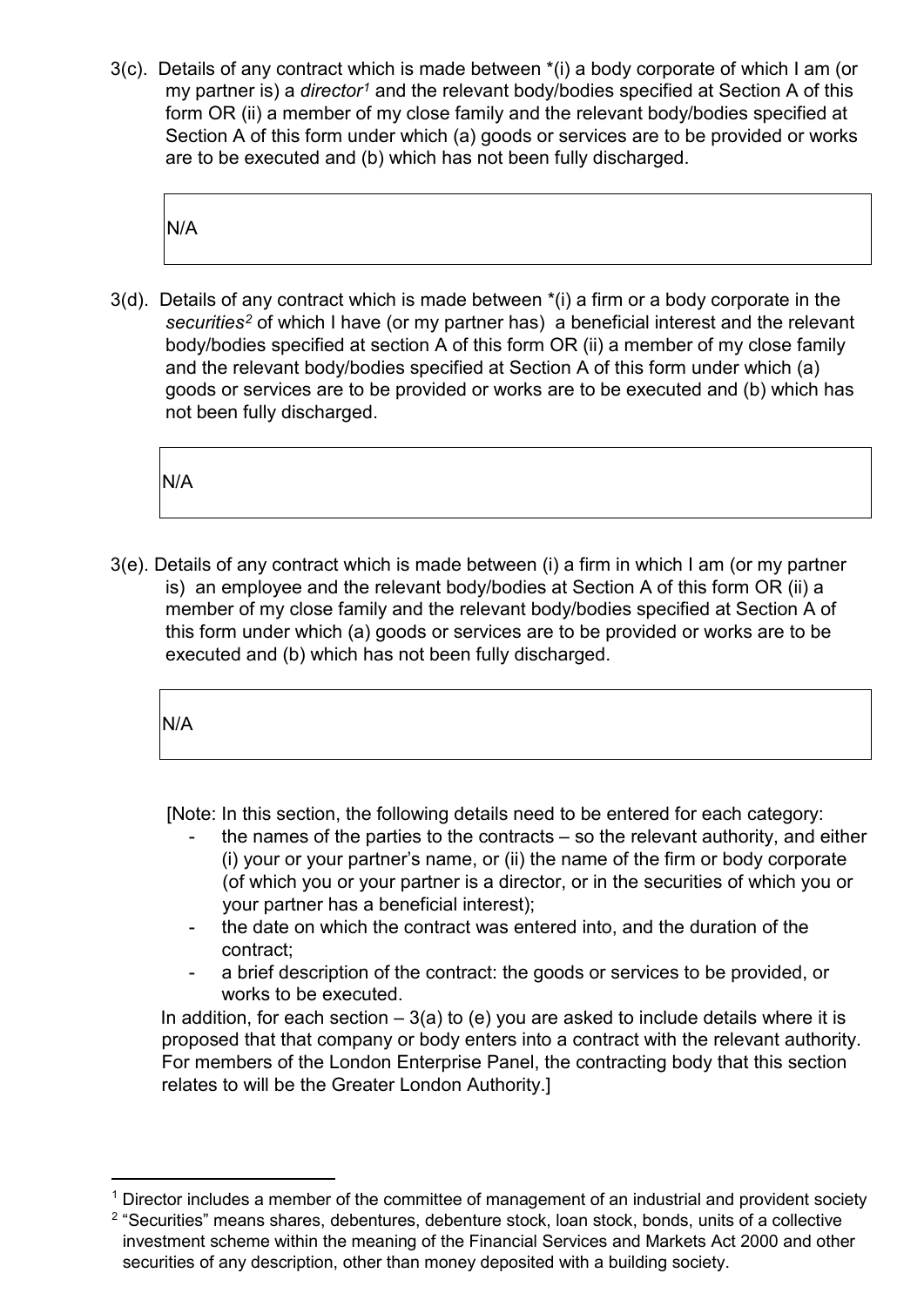3(c). Details of any contract which is made between *(i) a body corporate of which I am (or my partner is) a *director*[1] and the relevant body/bodies specified at Section A of this form OR (ii) a member of my close family and the relevant body/bodies specified at Section A of this form under which (a) goods or services are to be provided or works are to be executed and (b) which has not been fully discharged.

| N/A |
|---|

3(d). Details of any contract which is made between *(i) a firm or a body corporate in the *securities*[2] of which I have (or my partner has) a beneficial interest and the relevant body/bodies specified at section A of this form OR (ii) a member of my close family and the relevant body/bodies specified at Section A of this form under which (a) goods or services are to be provided or works are to be executed and (b) which has not been fully discharged.

| N/A |
|---|

3(e). Details of any contract which is made between (i) a firm in which I am (or my partner is) an employee and the relevant body/bodies at Section A of this form OR (ii) a member of my close family and the relevant body/bodies specified at Section A of this form under which (a) goods or services are to be provided or works are to be executed and (b) which has not been fully discharged.

| N/A |
|---|

[Note: In this section, the following details need to be entered for each category:

- the names of the parties to the contracts – so the relevant authority, and either (i) your or your partner's name, or (ii) the name of the firm or body corporate (of which you or your partner is a director, or in the securities of which you or your partner has a beneficial interest);
- the date on which the contract was entered into, and the duration of the contract;
- a brief description of the contract: the goods or services to be provided, or works to be executed.

In addition, for each section – 3(a) to (e) you are asked to include details where it is proposed that that company or body enters into a contract with the relevant authority. For members of the London Enterprise Panel, the contracting body that this section relates to will be the Greater London Authority.]

---

[1] Director includes a member of the committee of management of an industrial and provident society

[2] "Securities" means shares, debentures, debenture stock, loan stock, bonds, units of a collective investment scheme within the meaning of the Financial Services and Markets Act 2000 and other securities of any description, other than money deposited with a building society.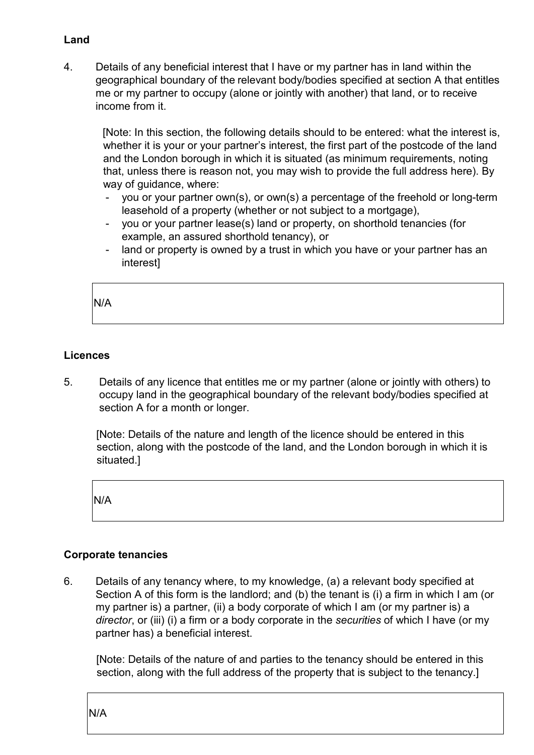### Land

4. Details of any beneficial interest that I have or my partner has in land within the geographical boundary of the relevant body/bodies specified at section A that entitles me or my partner to occupy (alone or jointly with another) that land, or to receive income from it.

   [Note: In this section, the following details should to be entered: what the interest is, whether it is your or your partner's interest, the first part of the postcode of the land and the London borough in which it is situated (as minimum requirements, noting that, unless there is reason not, you may wish to provide the full address here). By way of guidance, where:
   - you or your partner own(s), or own(s) a percentage of the freehold or long-term leasehold of a property (whether or not subject to a mortgage),
   - you or your partner lease(s) land or property, on shorthold tenancies (for example, an assured shorthold tenancy), or
   - land or property is owned by a trust in which you have or your partner has an interest]

| N/A |
|---|

### Licences

5. Details of any licence that entitles me or my partner (alone or jointly with others) to occupy land in the geographical boundary of the relevant body/bodies specified at section A for a month or longer.

   [Note: Details of the nature and length of the licence should be entered in this section, along with the postcode of the land, and the London borough in which it is situated.]

| N/A |
|---|

### Corporate tenancies

6. Details of any tenancy where, to my knowledge, (a) a relevant body specified at Section A of this form is the landlord; and (b) the tenant is (i) a firm in which I am (or my partner is) a partner, (ii) a body corporate of which I am (or my partner is) a *director*, or (iii) (i) a firm or a body corporate in the *securities* of which I have (or my partner has) a beneficial interest.

   [Note: Details of the nature of and parties to the tenancy should be entered in this section, along with the full address of the property that is subject to the tenancy.]

| N/A |
|---|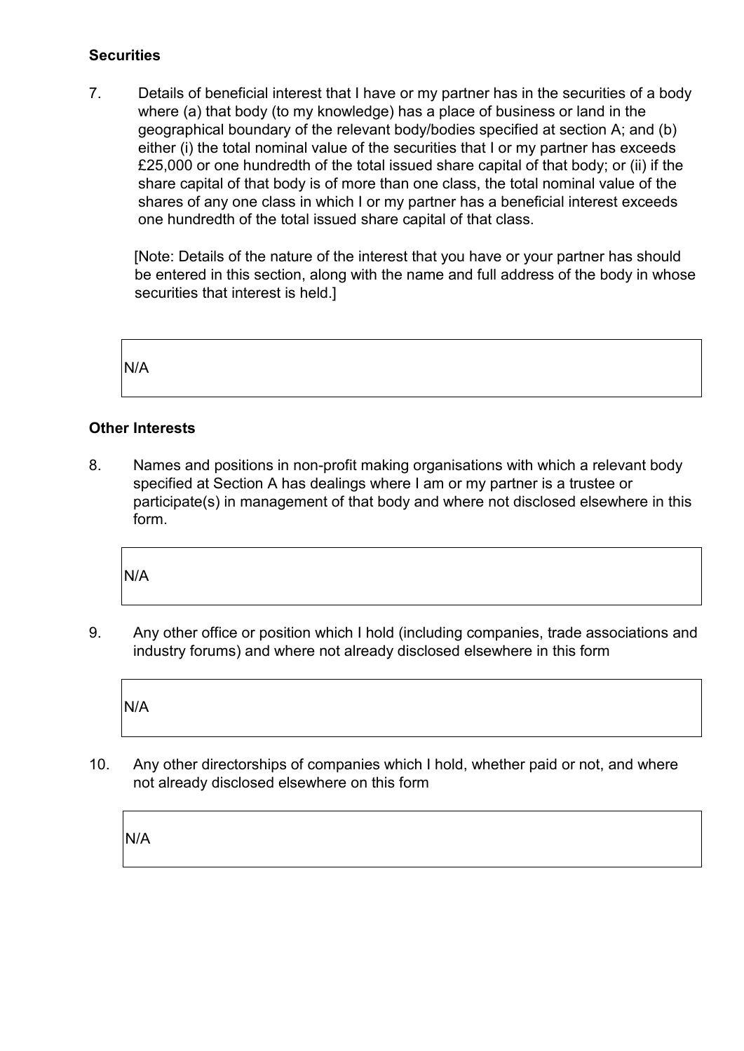**Securities**

7. Details of beneficial interest that I have or my partner has in the securities of a body where (a) that body (to my knowledge) has a place of business or land in the geographical boundary of the relevant body/bodies specified at section A; and (b) either (i) the total nominal value of the securities that I or my partner has exceeds £25,000 or one hundredth of the total issued share capital of that body; or (ii) if the share capital of that body is of more than one class, the total nominal value of the shares of any one class in which I or my partner has a beneficial interest exceeds one hundredth of the total issued share capital of that class.

   [Note: Details of the nature of the interest that you have or your partner has should be entered in this section, along with the name and full address of the body in whose securities that interest is held.]

| N/A |
|---|

**Other Interests**

8. Names and positions in non-profit making organisations with which a relevant body specified at Section A has dealings where I am or my partner is a trustee or participate(s) in management of that body and where not disclosed elsewhere in this form.

| N/A |
|---|

9. Any other office or position which I hold (including companies, trade associations and industry forums) and where not already disclosed elsewhere in this form

| N/A |
|---|

10. Any other directorships of companies which I hold, whether paid or not, and where not already disclosed elsewhere on this form

| N/A |
|---|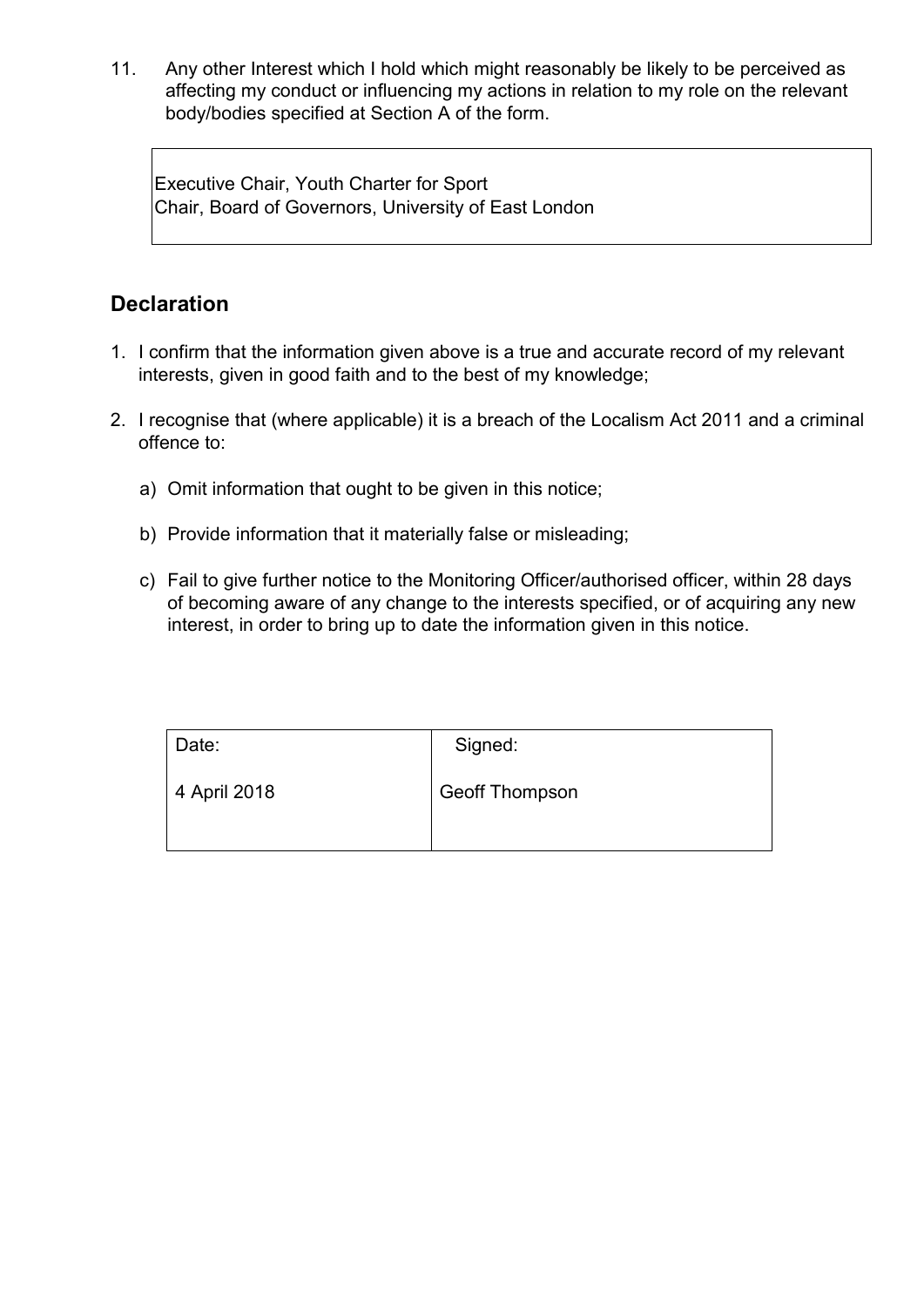11. Any other Interest which I hold which might reasonably be likely to be perceived as affecting my conduct or influencing my actions in relation to my role on the relevant body/bodies specified at Section A of the form.

| |
|---|
| Executive Chair, Youth Charter for Sport<br>Chair, Board of Governors, University of East London |

## Declaration

1. I confirm that the information given above is a true and accurate record of my relevant interests, given in good faith and to the best of my knowledge;

2. I recognise that (where applicable) it is a breach of the Localism Act 2011 and a criminal offence to:

   a) Omit information that ought to be given in this notice;

   b) Provide information that it materially false or misleading;

   c) Fail to give further notice to the Monitoring Officer/authorised officer, within 28 days of becoming aware of any change to the interests specified, or of acquiring any new interest, in order to bring up to date the information given in this notice.

| Date: | Signed: |
|---|---|
| 4 April 2018 | Geoff Thompson |